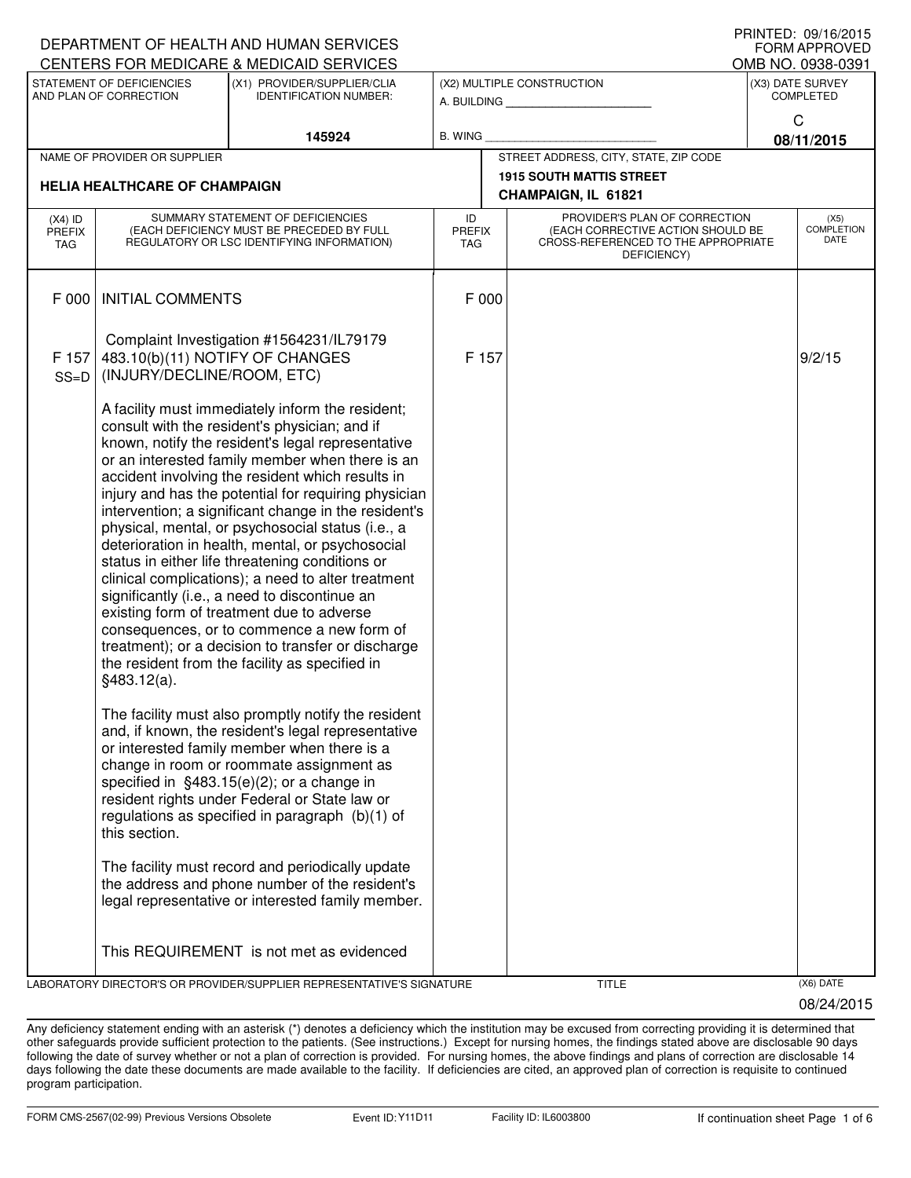PRINTED: 09/16/2015
FORM APPROVED
OMB NO. 0938-0391

DEPARTMENT OF HEALTH AND HUMAN SERVICES
CENTERS FOR MEDICARE & MEDICAID SERVICES

| STATEMENT OF DEFICIENCIES AND PLAN OF CORRECTION | (X1) PROVIDER/SUPPLIER/CLIA IDENTIFICATION NUMBER: | (X2) MULTIPLE CONSTRUCTION | (X3) DATE SURVEY COMPLETED |
|---|---|---|---|
| | 145924 | A. BUILDING ______ B. WING ______ | C 08/11/2015 |

| NAME OF PROVIDER OR SUPPLIER | STREET ADDRESS, CITY, STATE, ZIP CODE |
|---|---|
| HELIA HEALTHCARE OF CHAMPAIGN | 1915 SOUTH MATTIS STREET CHAMPAIGN, IL 61821 |

| (X4) ID PREFIX TAG | SUMMARY STATEMENT OF DEFICIENCIES (EACH DEFICIENCY MUST BE PRECEDED BY FULL REGULATORY OR LSC IDENTIFYING INFORMATION) | ID PREFIX TAG | PROVIDER'S PLAN OF CORRECTION (EACH CORRECTIVE ACTION SHOULD BE CROSS-REFERENCED TO THE APPROPRIATE DEFICIENCY) | (X5) COMPLETION DATE |
|---|---|---|---|---|
| F 000 | INITIAL COMMENTS<br><br>Complaint Investigation #1564231/IL79179 | F 000 | | |
| F 157 SS=D | 483.10(b)(11) NOTIFY OF CHANGES (INJURY/DECLINE/ROOM, ETC)<br><br>A facility must immediately inform the resident; consult with the resident's physician; and if known, notify the resident's legal representative or an interested family member when there is an accident involving the resident which results in injury and has the potential for requiring physician intervention; a significant change in the resident's physical, mental, or psychosocial status (i.e., a deterioration in health, mental, or psychosocial status in either life threatening conditions or clinical complications); a need to alter treatment significantly (i.e., a need to discontinue an existing form of treatment due to adverse consequences, or to commence a new form of treatment); or a decision to transfer or discharge the resident from the facility as specified in §483.12(a).<br><br>The facility must also promptly notify the resident and, if known, the resident's legal representative or interested family member when there is a change in room or roommate assignment as specified in §483.15(e)(2); or a change in resident rights under Federal or State law or regulations as specified in paragraph (b)(1) of this section.<br><br>The facility must record and periodically update the address and phone number of the resident's legal representative or interested family member.<br><br>This REQUIREMENT is not met as evidenced | F 157 | | 9/2/15 |

LABORATORY DIRECTOR'S OR PROVIDER/SUPPLIER REPRESENTATIVE'S SIGNATURE | TITLE | (X6) DATE 08/24/2015

Any deficiency statement ending with an asterisk (*) denotes a deficiency which the institution may be excused from correcting providing it is determined that other safeguards provide sufficient protection to the patients. (See instructions.) Except for nursing homes, the findings stated above are disclosable 90 days following the date of survey whether or not a plan of correction is provided. For nursing homes, the above findings and plans of correction are disclosable 14 days following the date these documents are made available to the facility. If deficiencies are cited, an approved plan of correction is requisite to continued program participation.

FORM CMS-2567(02-99) Previous Versions Obsolete Event ID: Y11D11 Facility ID: IL6003800 If continuation sheet Page 1 of 6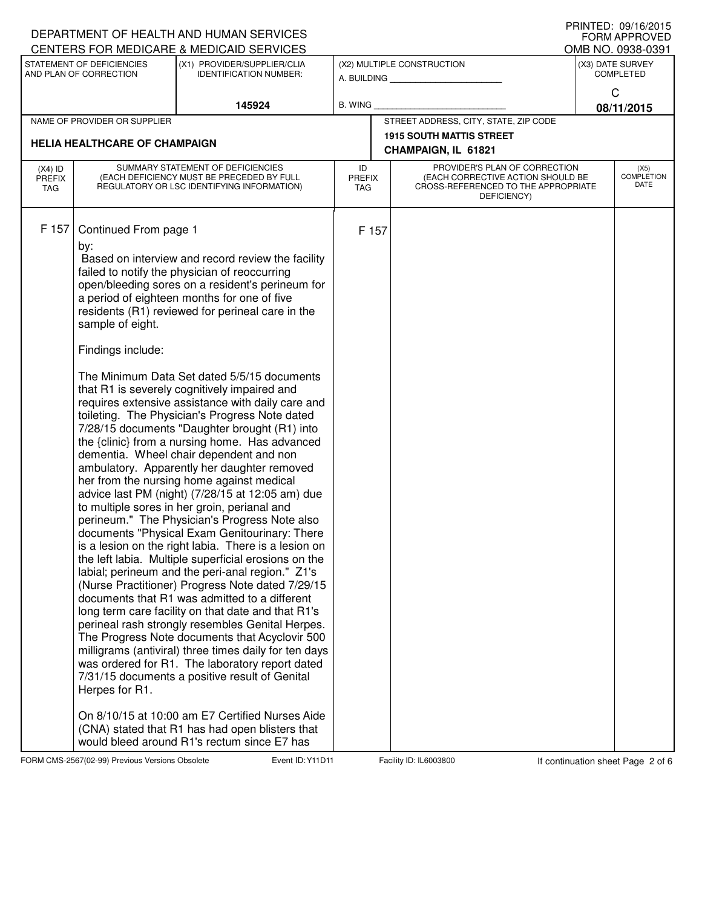DEPARTMENT OF HEALTH AND HUMAN SERVICES
CENTERS FOR MEDICARE & MEDICAID SERVICES

PRINTED: 09/16/2015
FORM APPROVED
OMB NO. 0938-0391

| STATEMENT OF DEFICIENCIES AND PLAN OF CORRECTION | (X1) PROVIDER/SUPPLIER/CLIA IDENTIFICATION NUMBER: | (X2) MULTIPLE CONSTRUCTION | (X3) DATE SURVEY COMPLETED |
|---|---|---|---|
| | 145924 | A. BUILDING _______ B. WING _______ | C 08/11/2015 |

| NAME OF PROVIDER OR SUPPLIER | STREET ADDRESS, CITY, STATE, ZIP CODE |
|---|---|
| HELIA HEALTHCARE OF CHAMPAIGN | 1915 SOUTH MATTIS STREET CHAMPAIGN, IL 61821 |

| (X4) ID PREFIX TAG | SUMMARY STATEMENT OF DEFICIENCIES (EACH DEFICIENCY MUST BE PRECEDED BY FULL REGULATORY OR LSC IDENTIFYING INFORMATION) | ID PREFIX TAG | PROVIDER'S PLAN OF CORRECTION (EACH CORRECTIVE ACTION SHOULD BE CROSS-REFERENCED TO THE APPROPRIATE DEFICIENCY) | (X5) COMPLETION DATE |
|---|---|---|---|---|
| F 157 | Continued From page 1 | F 157 | | |

by:
Based on interview and record review the facility failed to notify the physician of reoccurring open/bleeding sores on a resident's perineum for a period of eighteen months for one of five residents (R1) reviewed for perineal care in the sample of eight.

Findings include:

The Minimum Data Set dated 5/5/15 documents that R1 is severely cognitively impaired and requires extensive assistance with daily care and toileting. The Physician's Progress Note dated 7/28/15 documents "Daughter brought (R1) into the {clinic} from a nursing home. Has advanced dementia. Wheel chair dependent and non ambulatory. Apparently her daughter removed her from the nursing home against medical advice last PM (night) (7/28/15 at 12:05 am) due to multiple sores in her groin, perianal and perineum." The Physician's Progress Note also documents "Physical Exam Genitourinary: There is a lesion on the right labia. There is a lesion on the left labia. Multiple superficial erosions on the labial; perineum and the peri-anal region." Z1's (Nurse Practitioner) Progress Note dated 7/29/15 documents that R1 was admitted to a different long term care facility on that date and that R1's perineal rash strongly resembles Genital Herpes. The Progress Note documents that Acyclovir 500 milligrams (antiviral) three times daily for ten days was ordered for R1. The laboratory report dated 7/31/15 documents a positive result of Genital Herpes for R1.

On 8/10/15 at 10:00 am E7 Certified Nurses Aide (CNA) stated that R1 has had open blisters that would bleed around R1's rectum since E7 has

FORM CMS-2567(02-99) Previous Versions Obsolete Event ID: Y11D11 Facility ID: IL6003800 If continuation sheet Page 2 of 6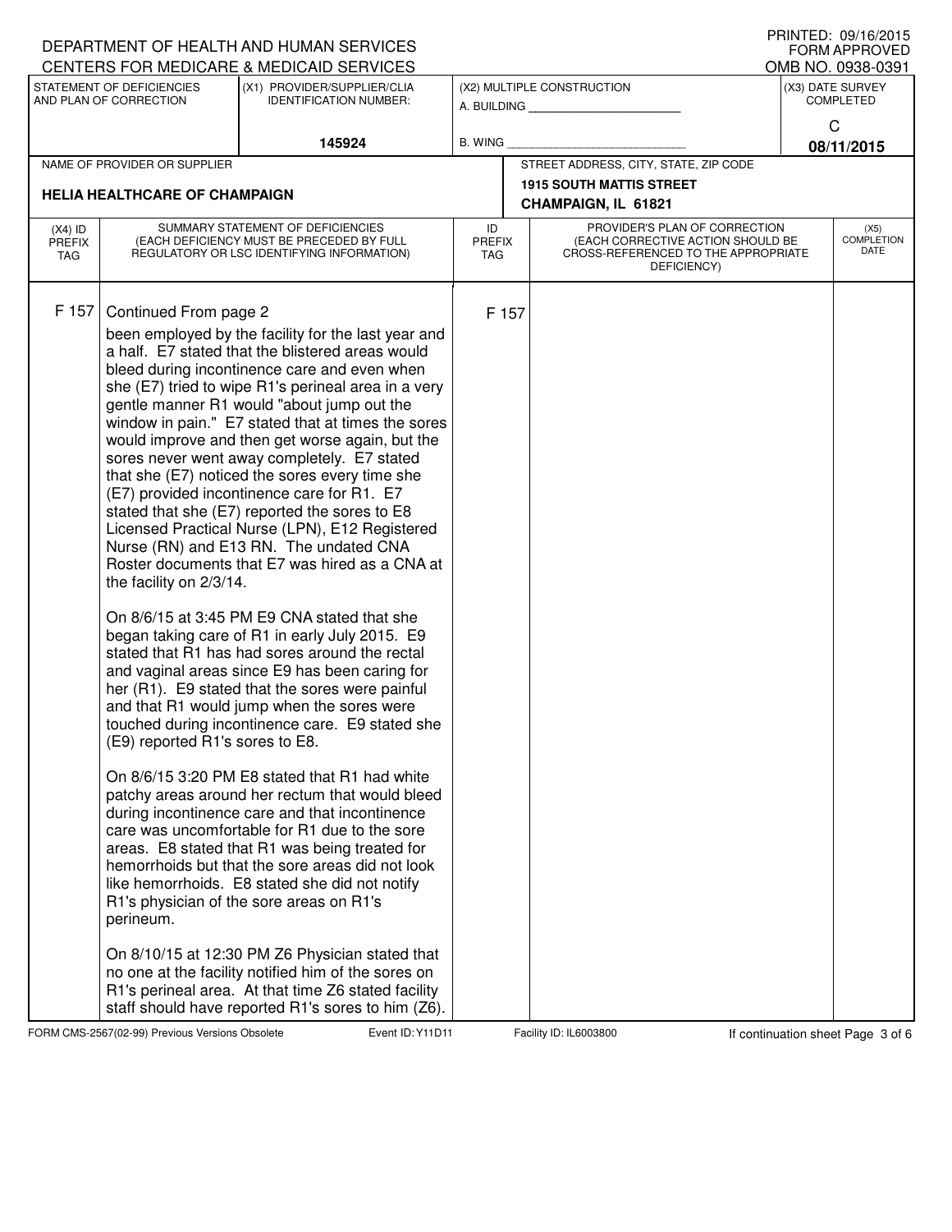DEPARTMENT OF HEALTH AND HUMAN SERVICES
CENTERS FOR MEDICARE & MEDICAID SERVICES

PRINTED: 09/16/2015
FORM APPROVED
OMB NO. 0938-0391

| STATEMENT OF DEFICIENCIES AND PLAN OF CORRECTION | (X1) PROVIDER/SUPPLIER/CLIA IDENTIFICATION NUMBER: | (X2) MULTIPLE CONSTRUCTION | (X3) DATE SURVEY COMPLETED |
|---|---|---|---|
| | 145924 | A. BUILDING ______ B. WING ______ | C 08/11/2015 |

| NAME OF PROVIDER OR SUPPLIER | STREET ADDRESS, CITY, STATE, ZIP CODE |
|---|---|
| HELIA HEALTHCARE OF CHAMPAIGN | 1915 SOUTH MATTIS STREET CHAMPAIGN, IL 61821 |

| (X4) ID PREFIX TAG | SUMMARY STATEMENT OF DEFICIENCIES (EACH DEFICIENCY MUST BE PRECEDED BY FULL REGULATORY OR LSC IDENTIFYING INFORMATION) | ID PREFIX TAG | PROVIDER'S PLAN OF CORRECTION (EACH CORRECTIVE ACTION SHOULD BE CROSS-REFERENCED TO THE APPROPRIATE DEFICIENCY) | (X5) COMPLETION DATE |
|---|---|---|---|---|
| F 157 | Continued From page 2 | F 157 | | |

been employed by the facility for the last year and a half. E7 stated that the blistered areas would bleed during incontinence care and even when she (E7) tried to wipe R1's perineal area in a very gentle manner R1 would "about jump out the window in pain." E7 stated that at times the sores would improve and then get worse again, but the sores never went away completely. E7 stated that she (E7) noticed the sores every time she (E7) provided incontinence care for R1. E7 stated that she (E7) reported the sores to E8 Licensed Practical Nurse (LPN), E12 Registered Nurse (RN) and E13 RN. The undated CNA Roster documents that E7 was hired as a CNA at the facility on 2/3/14.

On 8/6/15 at 3:45 PM E9 CNA stated that she began taking care of R1 in early July 2015. E9 stated that R1 has had sores around the rectal and vaginal areas since E9 has been caring for her (R1). E9 stated that the sores were painful and that R1 would jump when the sores were touched during incontinence care. E9 stated she (E9) reported R1's sores to E8.

On 8/6/15 3:20 PM E8 stated that R1 had white patchy areas around her rectum that would bleed during incontinence care and that incontinence care was uncomfortable for R1 due to the sore areas. E8 stated that R1 was being treated for hemorrhoids but that the sore areas did not look like hemorrhoids. E8 stated she did not notify R1's physician of the sore areas on R1's perineum.

On 8/10/15 at 12:30 PM Z6 Physician stated that no one at the facility notified him of the sores on R1's perineal area. At that time Z6 stated facility staff should have reported R1's sores to him (Z6).

FORM CMS-2567(02-99) Previous Versions Obsolete Event ID: Y11D11 Facility ID: IL6003800 If continuation sheet Page 3 of 6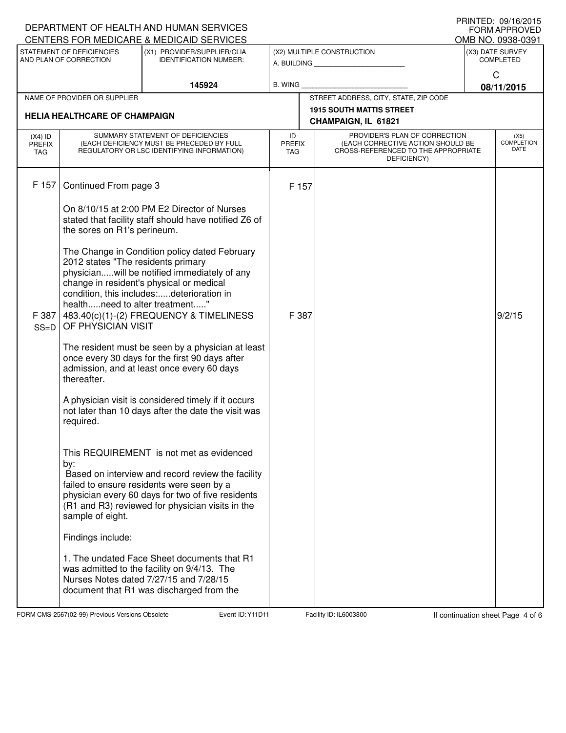DEPARTMENT OF HEALTH AND HUMAN SERVICES
CENTERS FOR MEDICARE & MEDICAID SERVICES

PRINTED: 09/16/2015
FORM APPROVED
OMB NO. 0938-0391

| STATEMENT OF DEFICIENCIES AND PLAN OF CORRECTION | (X1) PROVIDER/SUPPLIER/CLIA IDENTIFICATION NUMBER: | (X2) MULTIPLE CONSTRUCTION | (X3) DATE SURVEY COMPLETED |
|---|---|---|---|
| | 145924 | A. BUILDING ______ B. WING ______ | C 08/11/2015 |

| NAME OF PROVIDER OR SUPPLIER | STREET ADDRESS, CITY, STATE, ZIP CODE |
|---|---|
| HELIA HEALTHCARE OF CHAMPAIGN | 1915 SOUTH MATTIS STREET CHAMPAIGN, IL 61821 |

| (X4) ID PREFIX TAG | SUMMARY STATEMENT OF DEFICIENCIES (EACH DEFICIENCY MUST BE PRECEDED BY FULL REGULATORY OR LSC IDENTIFYING INFORMATION) | ID PREFIX TAG | PROVIDER'S PLAN OF CORRECTION (EACH CORRECTIVE ACTION SHOULD BE CROSS-REFERENCED TO THE APPROPRIATE DEFICIENCY) | (X5) COMPLETION DATE |
|---|---|---|---|---|
| F 157 | Continued From page 3<br><br>On 8/10/15 at 2:00 PM E2 Director of Nurses stated that facility staff should have notified Z6 of the sores on R1's perineum.<br><br>The Change in Condition policy dated February 2012 states "The residents primary physician.....will be notified immediately of any change in resident's physical or medical condition, this includes:.....deterioration in health.....need to alter treatment....." | F 157 | | |
| F 387 SS=D | 483.40(c)(1)-(2) FREQUENCY & TIMELINESS OF PHYSICIAN VISIT<br><br>The resident must be seen by a physician at least once every 30 days for the first 90 days after admission, and at least once every 60 days thereafter.<br><br>A physician visit is considered timely if it occurs not later than 10 days after the date the visit was required.<br><br>This REQUIREMENT is not met as evidenced by:<br>Based on interview and record review the facility failed to ensure residents were seen by a physician every 60 days for two of five residents (R1 and R3) reviewed for physician visits in the sample of eight.<br><br>Findings include:<br><br>1. The undated Face Sheet documents that R1 was admitted to the facility on 9/4/13. The Nurses Notes dated 7/27/15 and 7/28/15 document that R1 was discharged from the | F 387 | | 9/2/15 |

FORM CMS-2567(02-99) Previous Versions Obsolete Event ID: Y11D11 Facility ID: IL6003800 If continuation sheet Page 4 of 6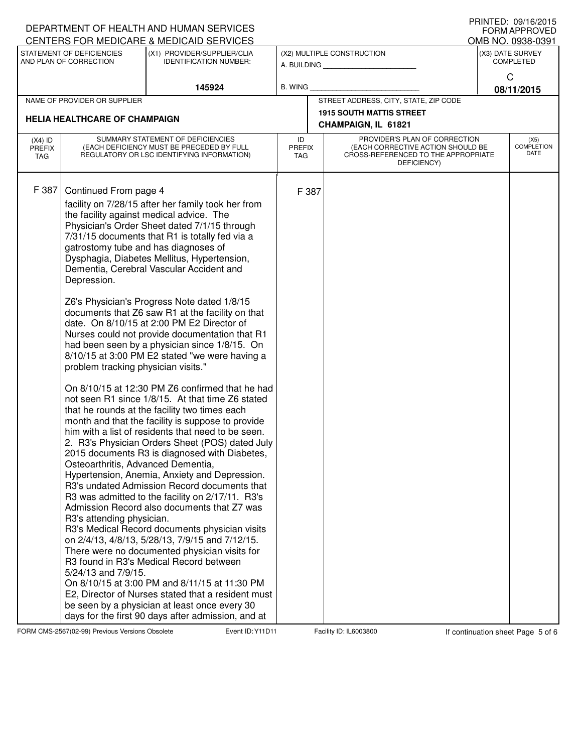DEPARTMENT OF HEALTH AND HUMAN SERVICES
CENTERS FOR MEDICARE & MEDICAID SERVICES

PRINTED: 09/16/2015
FORM APPROVED
OMB NO. 0938-0391

| STATEMENT OF DEFICIENCIES AND PLAN OF CORRECTION | (X1) PROVIDER/SUPPLIER/CLIA IDENTIFICATION NUMBER: | (X2) MULTIPLE CONSTRUCTION | (X3) DATE SURVEY COMPLETED |
|---|---|---|---|
| | 145924 | A. BUILDING ______ B. WING ______ | C 08/11/2015 |

| NAME OF PROVIDER OR SUPPLIER | STREET ADDRESS, CITY, STATE, ZIP CODE |
|---|---|
| HELIA HEALTHCARE OF CHAMPAIGN | 1915 SOUTH MATTIS STREET CHAMPAIGN, IL 61821 |

| (X4) ID PREFIX TAG | SUMMARY STATEMENT OF DEFICIENCIES (EACH DEFICIENCY MUST BE PRECEDED BY FULL REGULATORY OR LSC IDENTIFYING INFORMATION) | ID PREFIX TAG | PROVIDER'S PLAN OF CORRECTION (EACH CORRECTIVE ACTION SHOULD BE CROSS-REFERENCED TO THE APPROPRIATE DEFICIENCY) | (X5) COMPLETION DATE |
|---|---|---|---|---|
| F 387 | Continued From page 4 | F 387 | | |

facility on 7/28/15 after her family took her from the facility against medical advice. The Physician's Order Sheet dated 7/1/15 through 7/31/15 documents that R1 is totally fed via a gatrostomy tube and has diagnoses of Dysphagia, Diabetes Mellitus, Hypertension, Dementia, Cerebral Vascular Accident and Depression.

Z6's Physician's Progress Note dated 1/8/15 documents that Z6 saw R1 at the facility on that date. On 8/10/15 at 2:00 PM E2 Director of Nurses could not provide documentation that R1 had been seen by a physician since 1/8/15. On 8/10/15 at 3:00 PM E2 stated "we were having a problem tracking physician visits."

On 8/10/15 at 12:30 PM Z6 confirmed that he had not seen R1 since 1/8/15. At that time Z6 stated that he rounds at the facility two times each month and that the facility is suppose to provide him with a list of residents that need to be seen.
2. R3's Physician Orders Sheet (POS) dated July 2015 documents R3 is diagnosed with Diabetes, Osteoarthritis, Advanced Dementia, Hypertension, Anemia, Anxiety and Depression. R3's undated Admission Record documents that R3 was admitted to the facility on 2/17/11. R3's Admission Record also documents that Z7 was R3's attending physician.
R3's Medical Record documents physician visits on 2/4/13, 4/8/13, 5/28/13, 7/9/15 and 7/12/15. There were no documented physician visits for R3 found in R3's Medical Record between 5/24/13 and 7/9/15.
On 8/10/15 at 3:00 PM and 8/11/15 at 11:30 PM E2, Director of Nurses stated that a resident must be seen by a physician at least once every 30 days for the first 90 days after admission, and at

FORM CMS-2567(02-99) Previous Versions Obsolete Event ID: Y11D11 Facility ID: IL6003800 If continuation sheet Page 5 of 6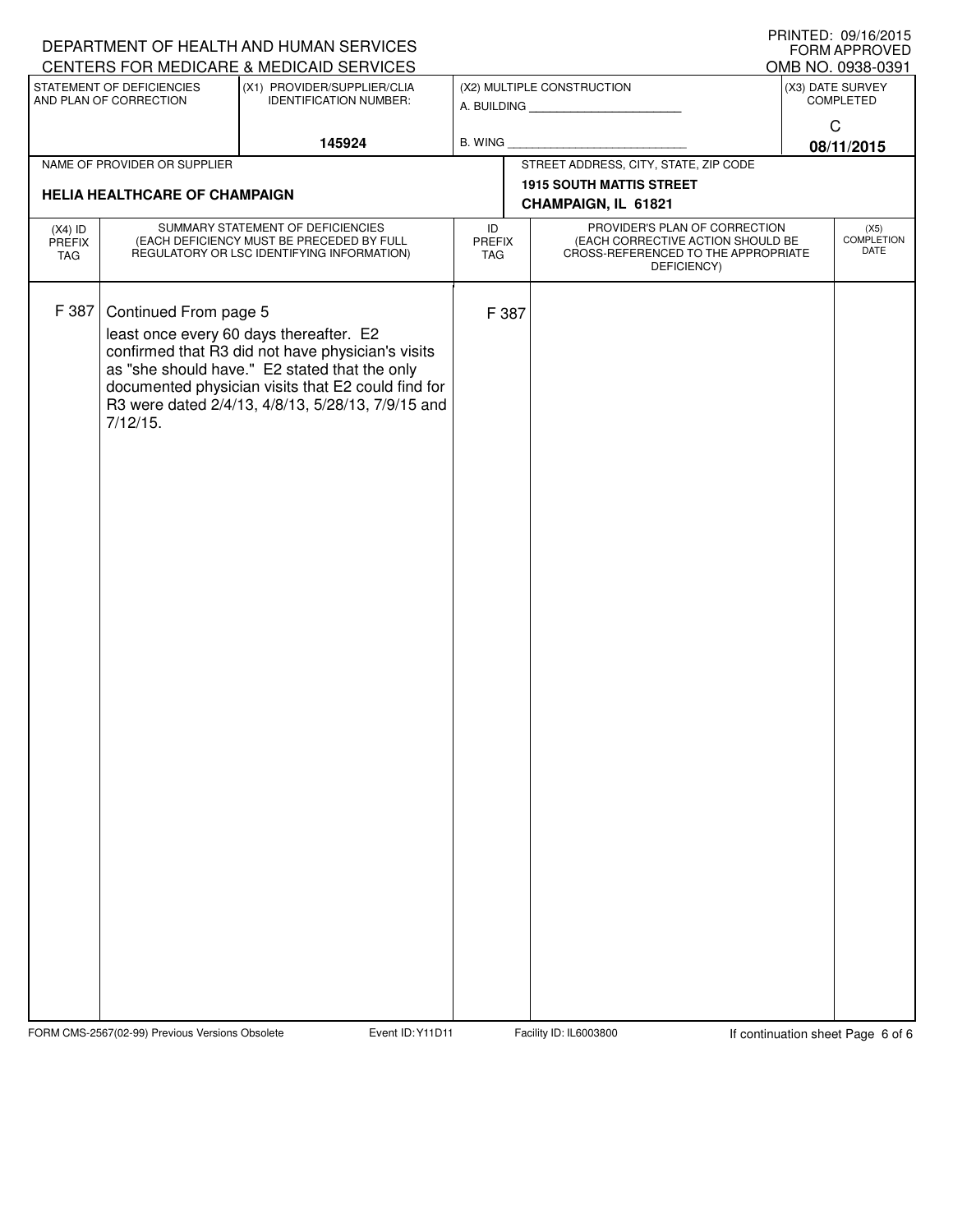PRINTED: 09/16/2015
FORM APPROVED
OMB NO. 0938-0391

DEPARTMENT OF HEALTH AND HUMAN SERVICES
CENTERS FOR MEDICARE & MEDICAID SERVICES

| STATEMENT OF DEFICIENCIES AND PLAN OF CORRECTION | (X1) PROVIDER/SUPPLIER/CLIA IDENTIFICATION NUMBER: | (X2) MULTIPLE CONSTRUCTION | (X3) DATE SURVEY COMPLETED |
|---|---|---|---|
| | 145924 | A. BUILDING ______ B. WING ______ | C 08/11/2015 |

| NAME OF PROVIDER OR SUPPLIER | STREET ADDRESS, CITY, STATE, ZIP CODE |
|---|---|
| HELIA HEALTHCARE OF CHAMPAIGN | 1915 SOUTH MATTIS STREET CHAMPAIGN, IL 61821 |

| (X4) ID PREFIX TAG | SUMMARY STATEMENT OF DEFICIENCIES (EACH DEFICIENCY MUST BE PRECEDED BY FULL REGULATORY OR LSC IDENTIFYING INFORMATION) | ID PREFIX TAG | PROVIDER'S PLAN OF CORRECTION (EACH CORRECTIVE ACTION SHOULD BE CROSS-REFERENCED TO THE APPROPRIATE DEFICIENCY) | (X5) COMPLETION DATE |
|---|---|---|---|---|
| F 387 | Continued From page 5<br>least once every 60 days thereafter. E2 confirmed that R3 did not have physician's visits as "she should have." E2 stated that the only documented physician visits that E2 could find for R3 were dated 2/4/13, 4/8/13, 5/28/13, 7/9/15 and 7/12/15. | F 387 | | |

FORM CMS-2567(02-99) Previous Versions Obsolete Event ID: Y11D11 Facility ID: IL6003800